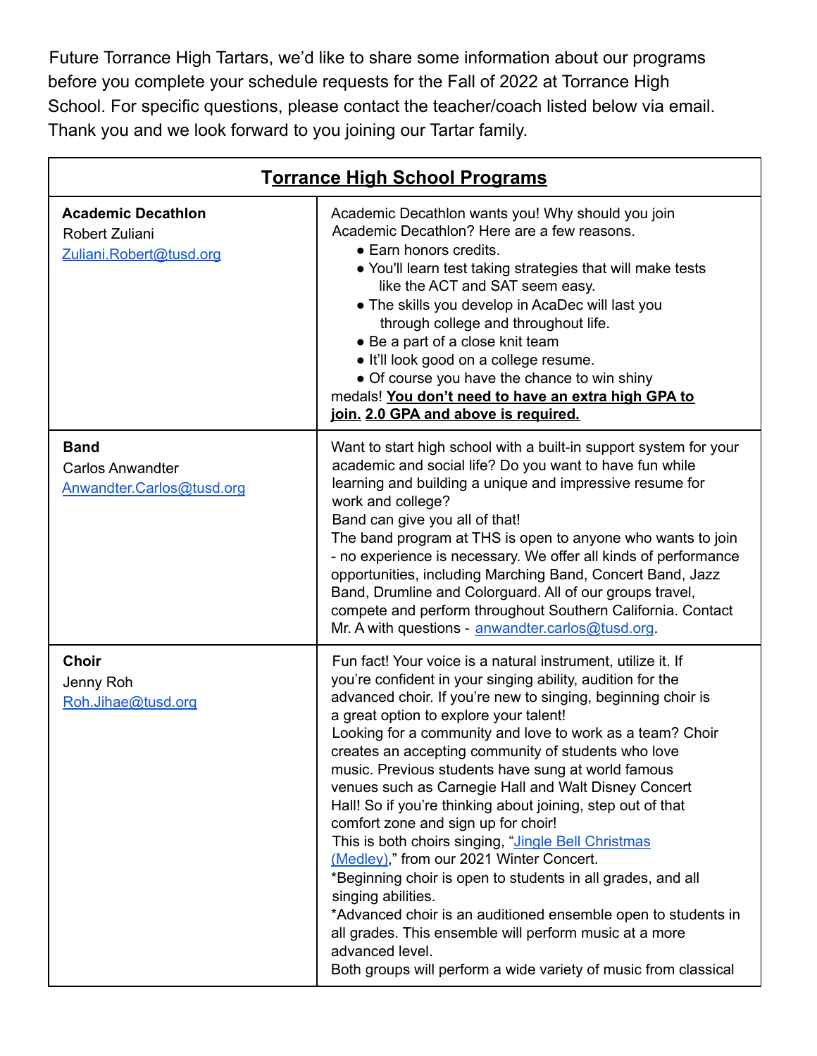Future Torrance High Tartars, we'd like to share some information about our programs before you complete your schedule requests for the Fall of 2022 at Torrance High School. For specific questions, please contact the teacher/coach listed below via email. Thank you and we look forward to you joining our Tartar family.

| Torrance High School Programs | |
|---|---|
| **Academic Decathlon**<br>Robert Zuliani<br>Zuliani.Robert@tusd.org | Academic Decathlon wants you! Why should you join Academic Decathlon? Here are a few reasons.<br>● Earn honors credits.<br>● You'll learn test taking strategies that will make tests like the ACT and SAT seem easy.<br>● The skills you develop in AcaDec will last you through college and throughout life.<br>● Be a part of a close knit team<br>● It'll look good on a college resume.<br>● Of course you have the chance to win shiny medals! **You don't need to have an extra high GPA to join.** **2.0 GPA and above is required.** |
| **Band**<br>Carlos Anwandter<br>Anwandter.Carlos@tusd.org | Want to start high school with a built-in support system for your academic and social life? Do you want to have fun while learning and building a unique and impressive resume for work and college?<br>Band can give you all of that!<br>The band program at THS is open to anyone who wants to join - no experience is necessary. We offer all kinds of performance opportunities, including Marching Band, Concert Band, Jazz Band, Drumline and Colorguard. All of our groups travel, compete and perform throughout Southern California. Contact Mr. A with questions - anwandter.carlos@tusd.org. |
| **Choir**<br>Jenny Roh<br>Roh.Jihae@tusd.org | Fun fact! Your voice is a natural instrument, utilize it. If you're confident in your singing ability, audition for the advanced choir. If you're new to singing, beginning choir is a great option to explore your talent!<br>Looking for a community and love to work as a team? Choir creates an accepting community of students who love music. Previous students have sung at world famous venues such as Carnegie Hall and Walt Disney Concert Hall! So if you're thinking about joining, step out of that comfort zone and sign up for choir!<br>This is both choirs singing, "Jingle Bell Christmas (Medley)," from our 2021 Winter Concert.<br>*Beginning choir is open to students in all grades, and all singing abilities.<br>*Advanced choir is an auditioned ensemble open to students in all grades. This ensemble will perform music at a more advanced level.<br>Both groups will perform a wide variety of music from classical |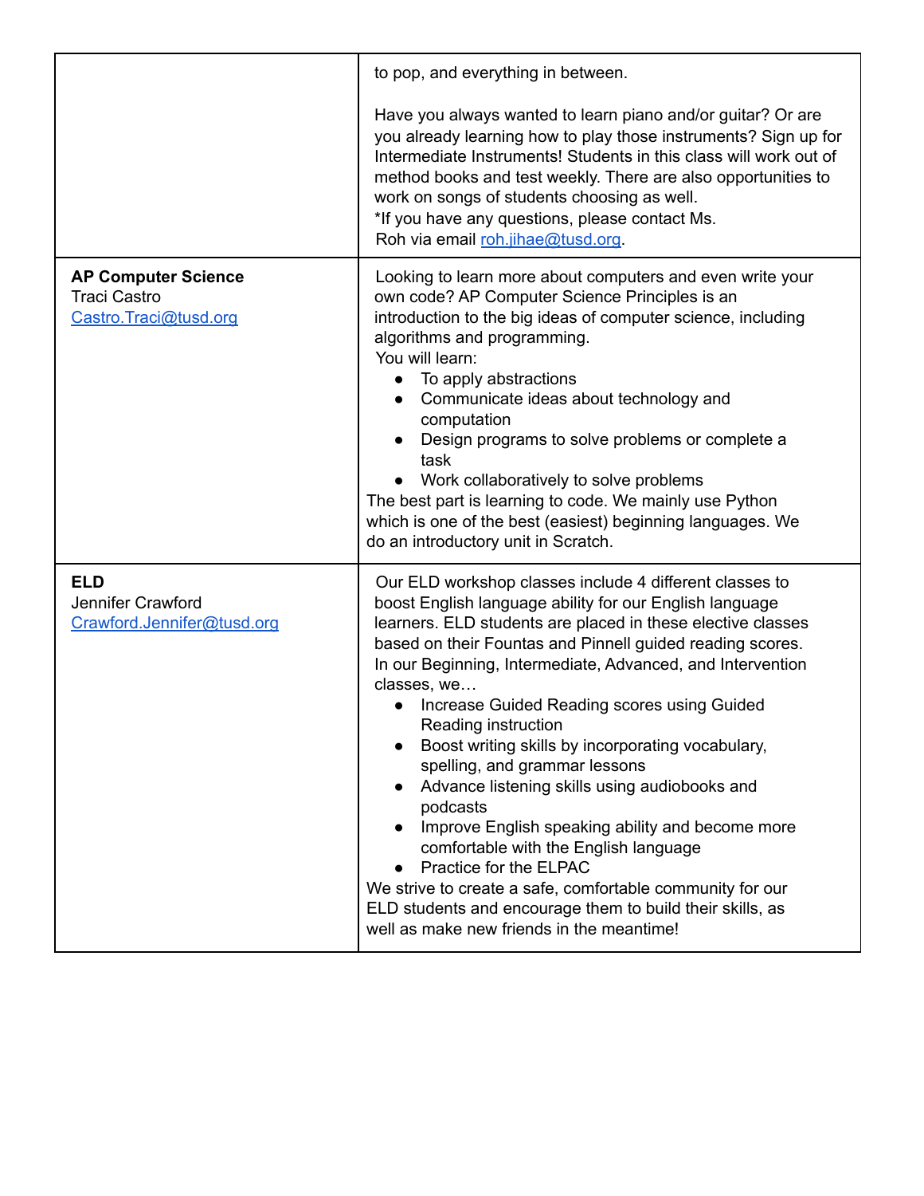| | |
|---|---|
| | to pop, and everything in between.<br><br>Have you always wanted to learn piano and/or guitar? Or are you already learning how to play those instruments? Sign up for Intermediate Instruments! Students in this class will work out of method books and test weekly. There are also opportunities to work on songs of students choosing as well.<br>*If you have any questions, please contact Ms. Roh via email roh.jihae@tusd.org. |
| **AP Computer Science**<br>Traci Castro<br>Castro.Traci@tusd.org | Looking to learn more about computers and even write your own code? AP Computer Science Principles is an introduction to the big ideas of computer science, including algorithms and programming.<br>You will learn:<br>• To apply abstractions<br>• Communicate ideas about technology and computation<br>• Design programs to solve problems or complete a task<br>• Work collaboratively to solve problems<br>The best part is learning to code. We mainly use Python which is one of the best (easiest) beginning languages. We do an introductory unit in Scratch. |
| **ELD**<br>Jennifer Crawford<br>Crawford.Jennifer@tusd.org | Our ELD workshop classes include 4 different classes to boost English language ability for our English language learners. ELD students are placed in these elective classes based on their Fountas and Pinnell guided reading scores. In our Beginning, Intermediate, Advanced, and Intervention classes, we…<br>• Increase Guided Reading scores using Guided Reading instruction<br>• Boost writing skills by incorporating vocabulary, spelling, and grammar lessons<br>• Advance listening skills using audiobooks and podcasts<br>• Improve English speaking ability and become more comfortable with the English language<br>• Practice for the ELPAC<br>We strive to create a safe, comfortable community for our ELD students and encourage them to build their skills, as well as make new friends in the meantime! |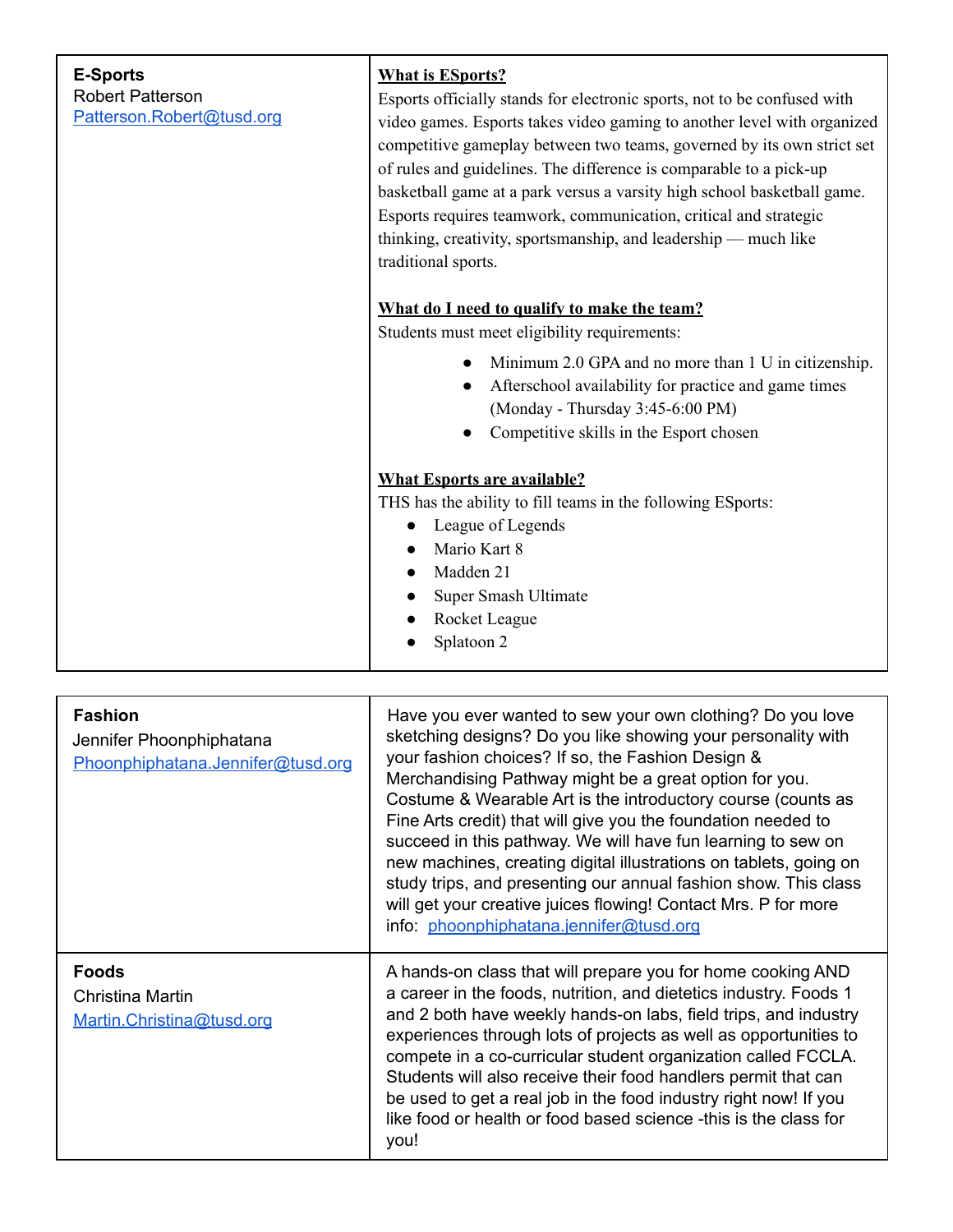| | |
|---|---|
| **E-Sports**<br>Robert Patterson<br>Patterson.Robert@tusd.org | **What is ESports?**<br>Esports officially stands for electronic sports, not to be confused with video games. Esports takes video gaming to another level with organized competitive gameplay between two teams, governed by its own strict set of rules and guidelines. The difference is comparable to a pick-up basketball game at a park versus a varsity high school basketball game. Esports requires teamwork, communication, critical and strategic thinking, creativity, sportsmanship, and leadership — much like traditional sports.<br><br>**What do I need to qualify to make the team?**<br>Students must meet eligibility requirements:<br>• Minimum 2.0 GPA and no more than 1 U in citizenship.<br>• Afterschool availability for practice and game times (Monday - Thursday 3:45-6:00 PM)<br>• Competitive skills in the Esport chosen<br><br>**What Esports are available?**<br>THS has the ability to fill teams in the following ESports:<br>• League of Legends<br>• Mario Kart 8<br>• Madden 21<br>• Super Smash Ultimate<br>• Rocket League<br>• Splatoon 2 |

| | |
|---|---|
| **Fashion**<br>Jennifer Phoonphiphatana<br>Phoonphiphatana.Jennifer@tusd.org | Have you ever wanted to sew your own clothing? Do you love sketching designs? Do you like showing your personality with your fashion choices? If so, the Fashion Design & Merchandising Pathway might be a great option for you. Costume & Wearable Art is the introductory course (counts as Fine Arts credit) that will give you the foundation needed to succeed in this pathway. We will have fun learning to sew on new machines, creating digital illustrations on tablets, going on study trips, and presenting our annual fashion show. This class will get your creative juices flowing! Contact Mrs. P for more info: phoonphiphatana.jennifer@tusd.org |
| **Foods**<br>Christina Martin<br>Martin.Christina@tusd.org | A hands-on class that will prepare you for home cooking AND a career in the foods, nutrition, and dietetics industry. Foods 1 and 2 both have weekly hands-on labs, field trips, and industry experiences through lots of projects as well as opportunities to compete in a co-curricular student organization called FCCLA. Students will also receive their food handlers permit that can be used to get a real job in the food industry right now! If you like food or health or food based science -this is the class for you! |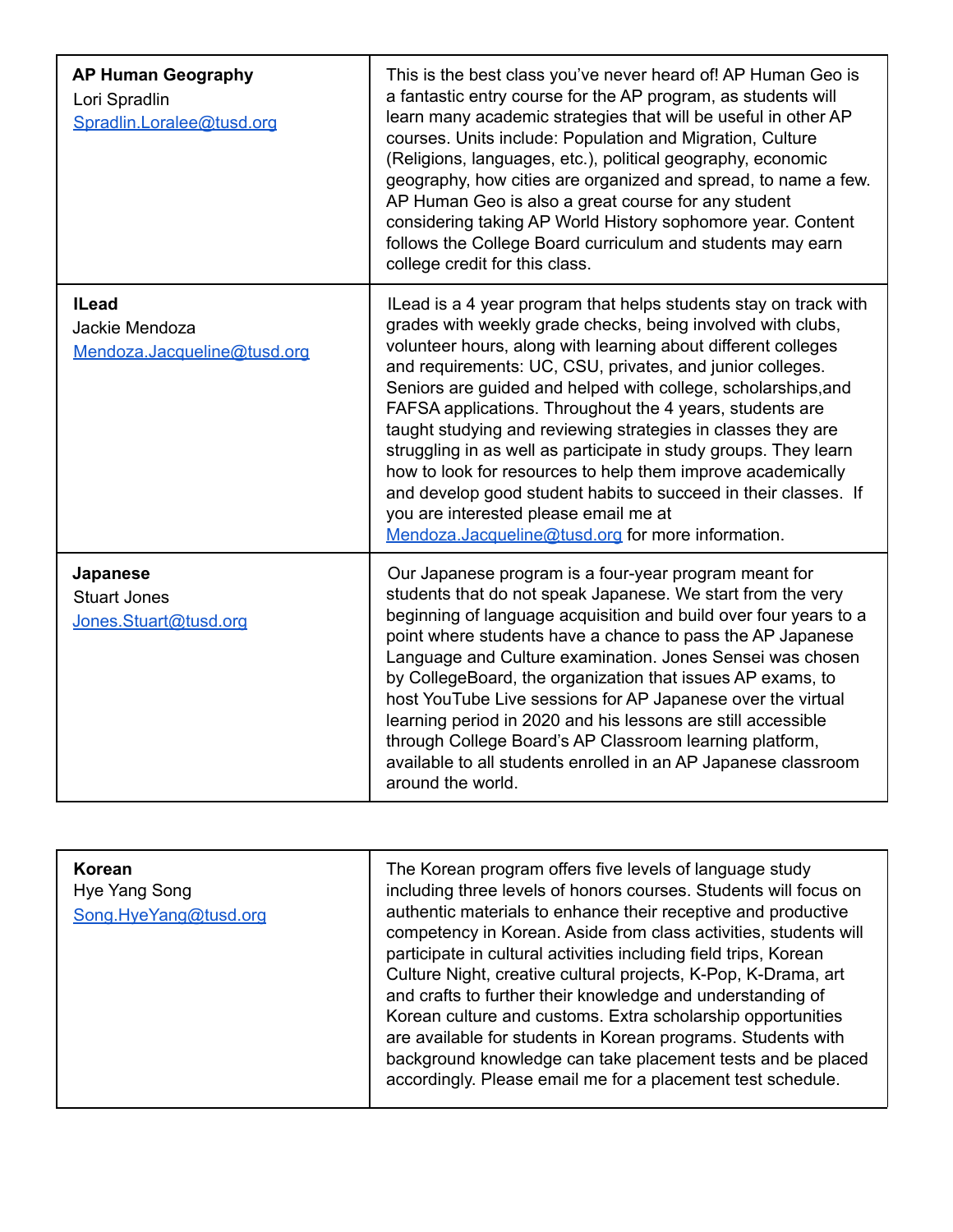| | |
|---|---|
| **AP Human Geography**<br>Lori Spradlin<br>Spradlin.Loralee@tusd.org | This is the best class you've never heard of! AP Human Geo is a fantastic entry course for the AP program, as students will learn many academic strategies that will be useful in other AP courses. Units include: Population and Migration, Culture (Religions, languages, etc.), political geography, economic geography, how cities are organized and spread, to name a few. AP Human Geo is also a great course for any student considering taking AP World History sophomore year. Content follows the College Board curriculum and students may earn college credit for this class. |
| **ILead**<br>Jackie Mendoza<br>Mendoza.Jacqueline@tusd.org | ILead is a 4 year program that helps students stay on track with grades with weekly grade checks, being involved with clubs, volunteer hours, along with learning about different colleges and requirements: UC, CSU, privates, and junior colleges. Seniors are guided and helped with college, scholarships,and FAFSA applications. Throughout the 4 years, students are taught studying and reviewing strategies in classes they are struggling in as well as participate in study groups. They learn how to look for resources to help them improve academically and develop good student habits to succeed in their classes. If you are interested please email me at Mendoza.Jacqueline@tusd.org for more information. |
| **Japanese**<br>Stuart Jones<br>Jones.Stuart@tusd.org | Our Japanese program is a four-year program meant for students that do not speak Japanese. We start from the very beginning of language acquisition and build over four years to a point where students have a chance to pass the AP Japanese Language and Culture examination. Jones Sensei was chosen by CollegeBoard, the organization that issues AP exams, to host YouTube Live sessions for AP Japanese over the virtual learning period in 2020 and his lessons are still accessible through College Board's AP Classroom learning platform, available to all students enrolled in an AP Japanese classroom around the world. |

| | |
|---|---|
| **Korean**<br>Hye Yang Song<br>Song.HyeYang@tusd.org | The Korean program offers five levels of language study including three levels of honors courses. Students will focus on authentic materials to enhance their receptive and productive competency in Korean. Aside from class activities, students will participate in cultural activities including field trips, Korean Culture Night, creative cultural projects, K-Pop, K-Drama, art and crafts to further their knowledge and understanding of Korean culture and customs. Extra scholarship opportunities are available for students in Korean programs. Students with background knowledge can take placement tests and be placed accordingly. Please email me for a placement test schedule. |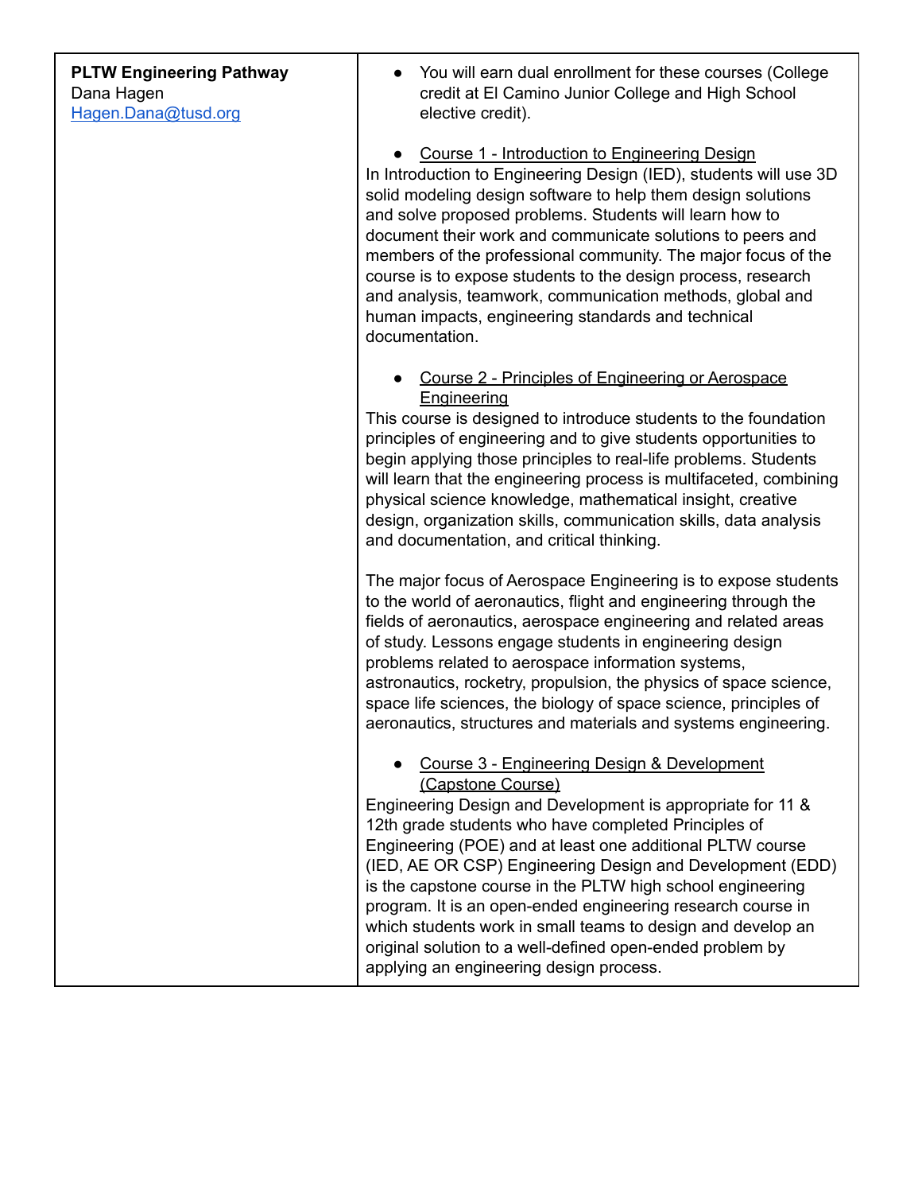| **PLTW Engineering Pathway**<br>Dana Hagen<br>Hagen.Dana@tusd.org | • You will earn dual enrollment for these courses (College credit at El Camino Junior College and High School elective credit).<br><br>• Course 1 - Introduction to Engineering Design<br>In Introduction to Engineering Design (IED), students will use 3D solid modeling design software to help them design solutions and solve proposed problems. Students will learn how to document their work and communicate solutions to peers and members of the professional community. The major focus of the course is to expose students to the design process, research and analysis, teamwork, communication methods, global and human impacts, engineering standards and technical documentation.<br><br>• Course 2 - Principles of Engineering or Aerospace Engineering<br>This course is designed to introduce students to the foundation principles of engineering and to give students opportunities to begin applying those principles to real-life problems. Students will learn that the engineering process is multifaceted, combining physical science knowledge, mathematical insight, creative design, organization skills, communication skills, data analysis and documentation, and critical thinking.<br><br>The major focus of Aerospace Engineering is to expose students to the world of aeronautics, flight and engineering through the fields of aeronautics, aerospace engineering and related areas of study. Lessons engage students in engineering design problems related to aerospace information systems, astronautics, rocketry, propulsion, the physics of space science, space life sciences, the biology of space science, principles of aeronautics, structures and materials and systems engineering.<br><br>• Course 3 - Engineering Design & Development (Capstone Course)<br>Engineering Design and Development is appropriate for 11 & 12th grade students who have completed Principles of Engineering (POE) and at least one additional PLTW course (IED, AE OR CSP) Engineering Design and Development (EDD) is the capstone course in the PLTW high school engineering program. It is an open-ended engineering research course in which students work in small teams to design and develop an original solution to a well-defined open-ended problem by applying an engineering design process. |
|---|---|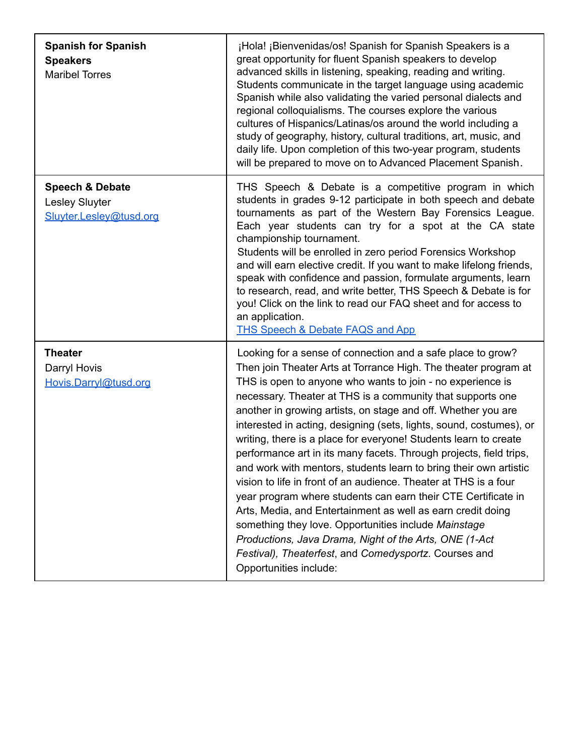| | |
|---|---|
| **Spanish for Spanish Speakers**<br>Maribel Torres | ¡Hola! ¡Bienvenidas/os! Spanish for Spanish Speakers is a great opportunity for fluent Spanish speakers to develop advanced skills in listening, speaking, reading and writing. Students communicate in the target language using academic Spanish while also validating the varied personal dialects and regional colloquialisms. The courses explore the various cultures of Hispanics/Latinas/os around the world including a study of geography, history, cultural traditions, art, music, and daily life. Upon completion of this two-year program, students will be prepared to move on to Advanced Placement Spanish. |
| **Speech & Debate**<br>Lesley Sluyter<br>Sluyter.Lesley@tusd.org | THS Speech & Debate is a competitive program in which students in grades 9-12 participate in both speech and debate tournaments as part of the Western Bay Forensics League. Each year students can try for a spot at the CA state championship tournament.<br>Students will be enrolled in zero period Forensics Workshop and will earn elective credit. If you want to make lifelong friends, speak with confidence and passion, formulate arguments, learn to research, read, and write better, THS Speech & Debate is for you! Click on the link to read our FAQ sheet and for access to an application.<br>THS Speech & Debate FAQS and App |
| **Theater**<br>Darryl Hovis<br>Hovis.Darryl@tusd.org | Looking for a sense of connection and a safe place to grow? Then join Theater Arts at Torrance High. The theater program at THS is open to anyone who wants to join - no experience is necessary. Theater at THS is a community that supports one another in growing artists, on stage and off. Whether you are interested in acting, designing (sets, lights, sound, costumes), or writing, there is a place for everyone! Students learn to create performance art in its many facets. Through projects, field trips, and work with mentors, students learn to bring their own artistic vision to life in front of an audience. Theater at THS is a four year program where students can earn their CTE Certificate in Arts, Media, and Entertainment as well as earn credit doing something they love. Opportunities include *Mainstage Productions, Java Drama, Night of the Arts, ONE (1-Act Festival), Theaterfest*, and *Comedysportz*. Courses and Opportunities include: |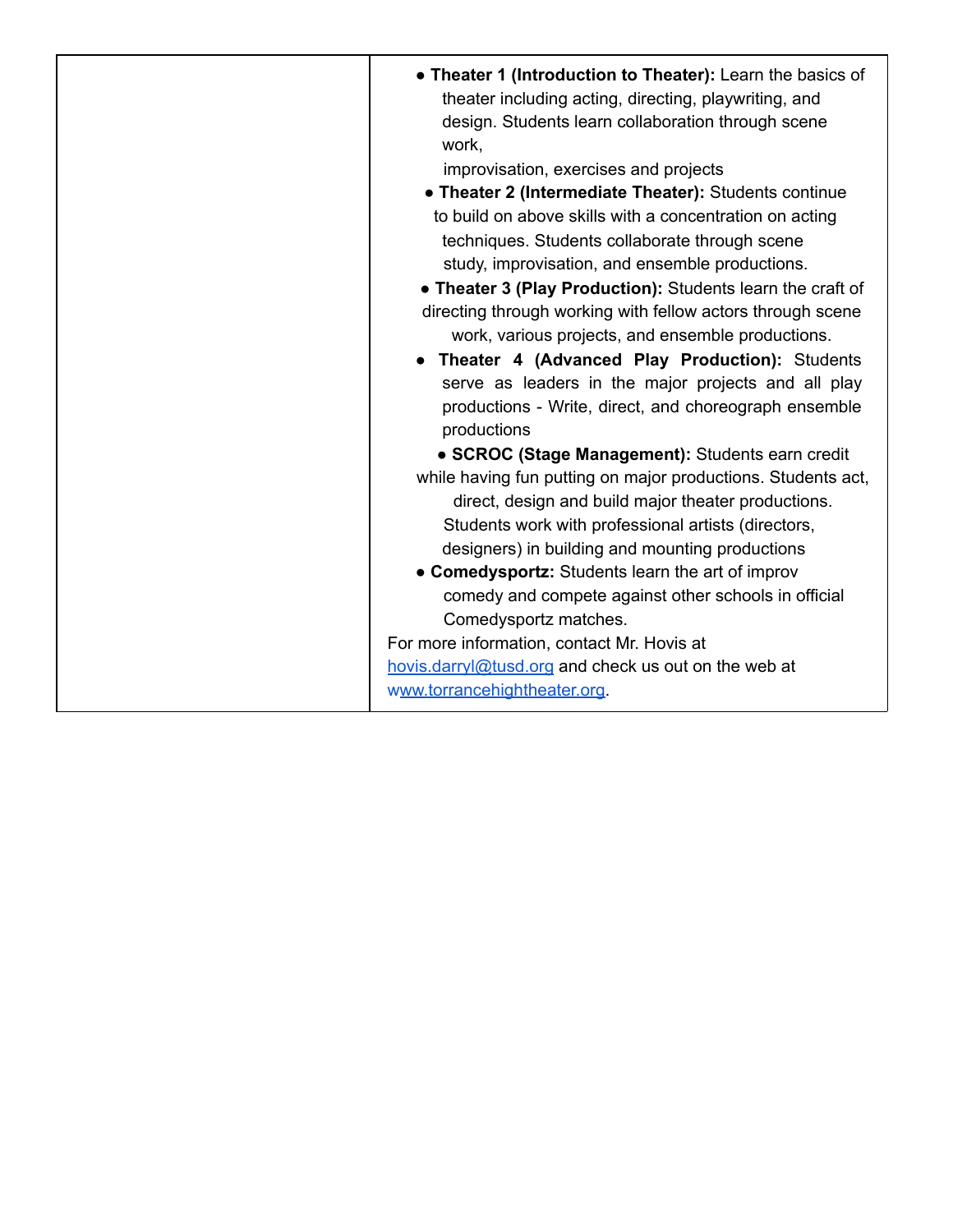| | |
|---|---|
| | • **Theater 1 (Introduction to Theater):** Learn the basics of theater including acting, directing, playwriting, and design. Students learn collaboration through scene work, improvisation, exercises and projects<br>• **Theater 2 (Intermediate Theater):** Students continue to build on above skills with a concentration on acting techniques. Students collaborate through scene study, improvisation, and ensemble productions.<br>• **Theater 3 (Play Production):** Students learn the craft of directing through working with fellow actors through scene work, various projects, and ensemble productions.<br>• **Theater 4 (Advanced Play Production):** Students serve as leaders in the major projects and all play productions - Write, direct, and choreograph ensemble productions<br>• **SCROC (Stage Management):** Students earn credit while having fun putting on major productions. Students act, direct, design and build major theater productions. Students work with professional artists (directors, designers) in building and mounting productions<br>• **Comedysportz:** Students learn the art of improv comedy and compete against other schools in official Comedysportz matches.<br>For more information, contact Mr. Hovis at hovis.darryl@tusd.org and check us out on the web at www.torrancehightheater.org. |